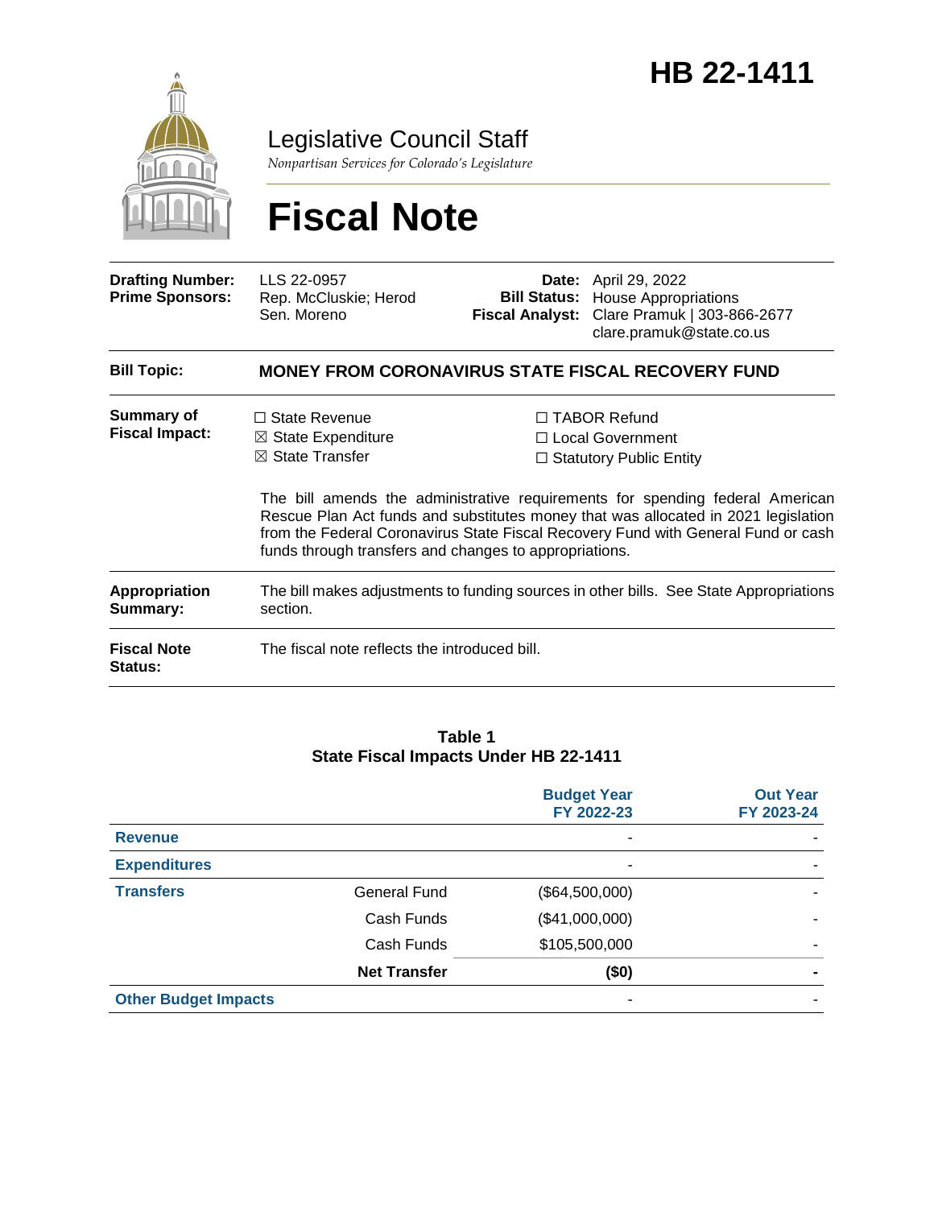# HB 22-1411

Legislative Council Staff

*Nonpartisan Services for Colorado's Legislature*

# Fiscal Note

| | | | |
|---|---|---|---|
| **Drafting Number:** | LLS 22-0957 | **Date:** | April 29, 2022 |
| **Prime Sponsors:** | Rep. McCluskie; Herod<br>Sen. Moreno | **Bill Status:** | House Appropriations |
| | | **Fiscal Analyst:** | Clare Pramuk \| 303-866-2677<br>clare.pramuk@state.co.us |

| | |
|---|---|
| **Bill Topic:** | **MONEY FROM CORONAVIRUS STATE FISCAL RECOVERY FUND** |
| **Summary of Fiscal Impact:** | ☐ State Revenue<br>☒ State Expenditure<br>☒ State Transfer<br>☐ TABOR Refund<br>☐ Local Government<br>☐ Statutory Public Entity<br><br>The bill amends the administrative requirements for spending federal American Rescue Plan Act funds and substitutes money that was allocated in 2021 legislation from the Federal Coronavirus State Fiscal Recovery Fund with General Fund or cash funds through transfers and changes to appropriations. |
| **Appropriation Summary:** | The bill makes adjustments to funding sources in other bills. See State Appropriations section. |
| **Fiscal Note Status:** | The fiscal note reflects the introduced bill. |

**Table 1**
**State Fiscal Impacts Under HB 22-1411**

| | | Budget Year FY 2022-23 | Out Year FY 2023-24 |
|---|---|---|---|
| **Revenue** | | - | - |
| **Expenditures** | | - | - |
| **Transfers** | General Fund | ($64,500,000) | - |
| | Cash Funds | ($41,000,000) | - |
| | Cash Funds | $105,500,000 | - |
| | **Net Transfer** | **($0)** | **-** |
| **Other Budget Impacts** | | - | - |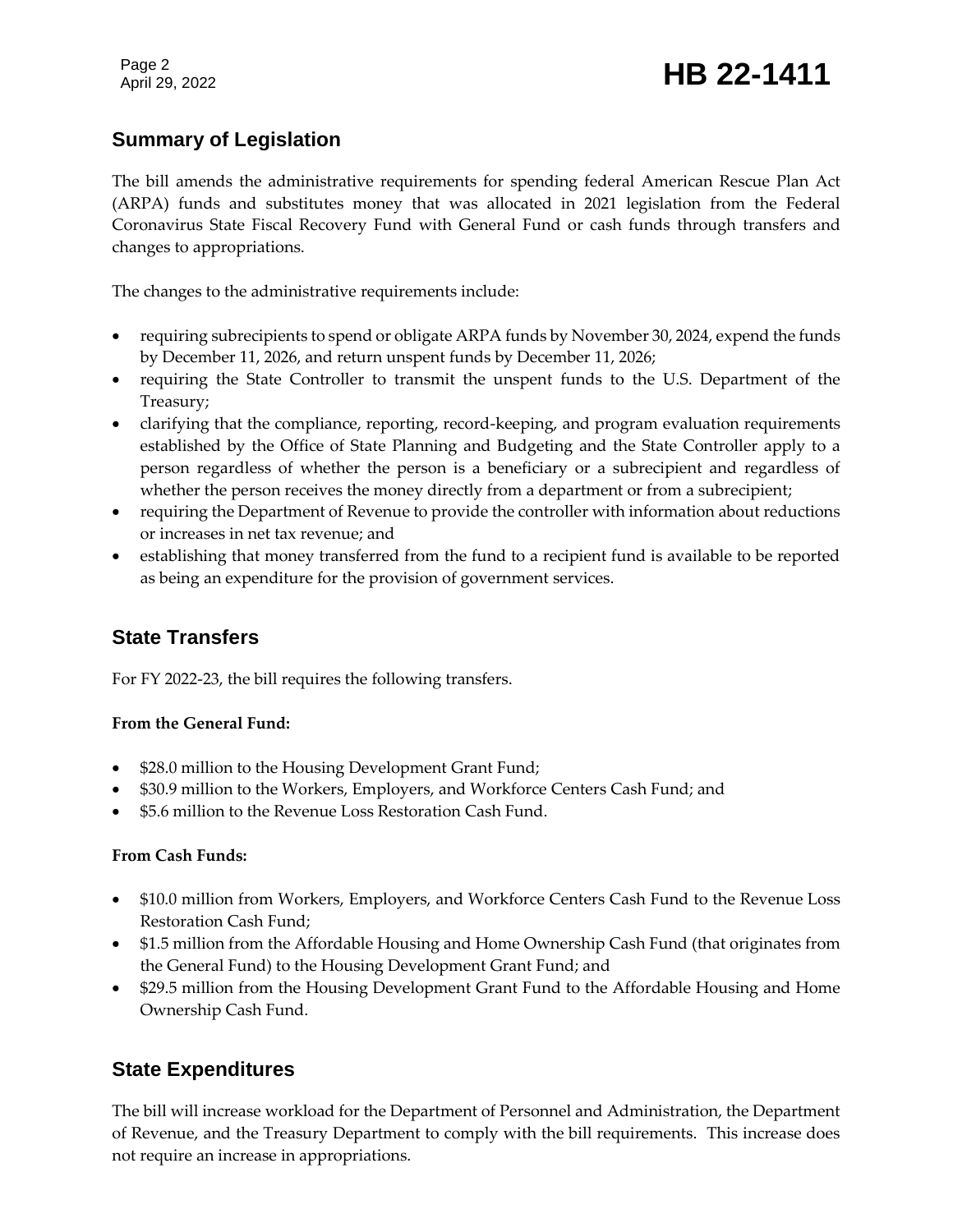## Summary of Legislation

The bill amends the administrative requirements for spending federal American Rescue Plan Act (ARPA) funds and substitutes money that was allocated in 2021 legislation from the Federal Coronavirus State Fiscal Recovery Fund with General Fund or cash funds through transfers and changes to appropriations.

The changes to the administrative requirements include:

- requiring subrecipients to spend or obligate ARPA funds by November 30, 2024, expend the funds by December 11, 2026, and return unspent funds by December 11, 2026;
- requiring the State Controller to transmit the unspent funds to the U.S. Department of the Treasury;
- clarifying that the compliance, reporting, record-keeping, and program evaluation requirements established by the Office of State Planning and Budgeting and the State Controller apply to a person regardless of whether the person is a beneficiary or a subrecipient and regardless of whether the person receives the money directly from a department or from a subrecipient;
- requiring the Department of Revenue to provide the controller with information about reductions or increases in net tax revenue; and
- establishing that money transferred from the fund to a recipient fund is available to be reported as being an expenditure for the provision of government services.

## State Transfers

For FY 2022-23, the bill requires the following transfers.

**From the General Fund:**

- $28.0 million to the Housing Development Grant Fund;
- $30.9 million to the Workers, Employers, and Workforce Centers Cash Fund; and
- $5.6 million to the Revenue Loss Restoration Cash Fund.

**From Cash Funds:**

- $10.0 million from Workers, Employers, and Workforce Centers Cash Fund to the Revenue Loss Restoration Cash Fund;
- $1.5 million from the Affordable Housing and Home Ownership Cash Fund (that originates from the General Fund) to the Housing Development Grant Fund; and
- $29.5 million from the Housing Development Grant Fund to the Affordable Housing and Home Ownership Cash Fund.

## State Expenditures

The bill will increase workload for the Department of Personnel and Administration, the Department of Revenue, and the Treasury Department to comply with the bill requirements. This increase does not require an increase in appropriations.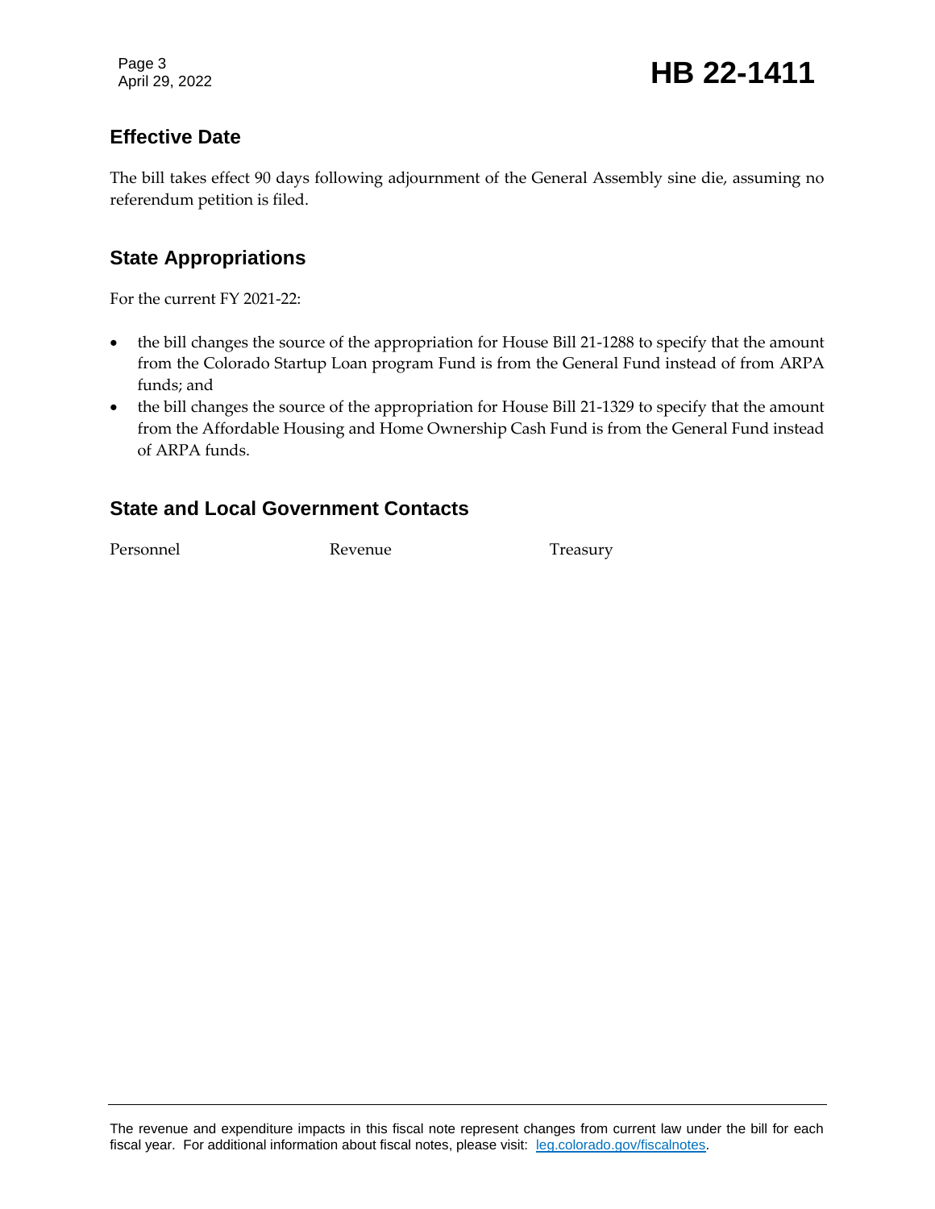## Effective Date

The bill takes effect 90 days following adjournment of the General Assembly sine die, assuming no referendum petition is filed.

## State Appropriations

For the current FY 2021-22:

- the bill changes the source of the appropriation for House Bill 21-1288 to specify that the amount from the Colorado Startup Loan program Fund is from the General Fund instead of from ARPA funds; and
- the bill changes the source of the appropriation for House Bill 21-1329 to specify that the amount from the Affordable Housing and Home Ownership Cash Fund is from the General Fund instead of ARPA funds.

## State and Local Government Contacts

Personnel Revenue Treasury

The revenue and expenditure impacts in this fiscal note represent changes from current law under the bill for each fiscal year. For additional information about fiscal notes, please visit: leg.colorado.gov/fiscalnotes.